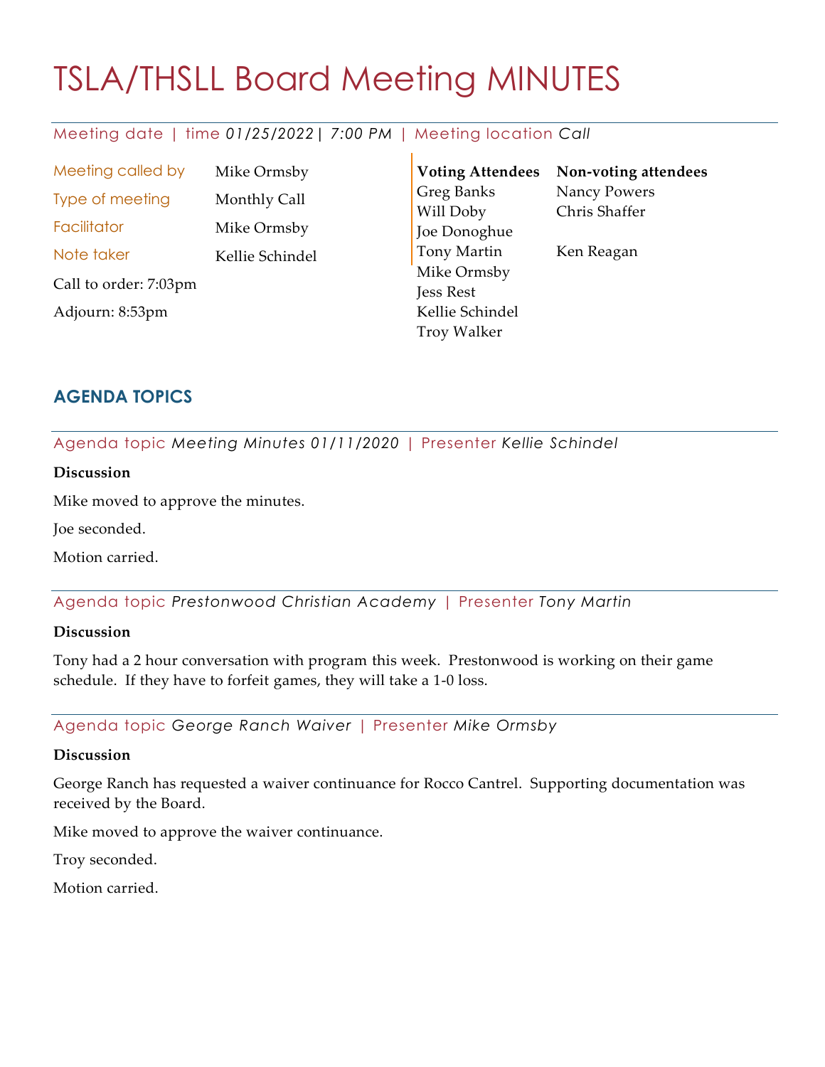# TSLA/THSLL Board Meeting MINUTES

Meeting date | time *01/25/2022 | 7:00 PM* | Meeting location *Call*

| | |
|---|---|
| Meeting called by | Mike Ormsby |
| Type of meeting | Monthly Call |
| Facilitator | Mike Ormsby |
| Note taker | Kellie Schindel |

Call to order: 7:03pm

Adjourn: 8:53pm

| **Voting Attendees** | **Non-voting attendees** |
|---|---|
| Greg Banks | Nancy Powers |
| Will Doby | Chris Shaffer |
| Joe Donoghue | |
| Tony Martin | Ken Reagan |
| Mike Ormsby | |
| Jess Rest | |
| Kellie Schindel | |
| Troy Walker | |

## AGENDA TOPICS

### Agenda topic *Meeting Minutes 01/11/2020* | Presenter *Kellie Schindel*

**Discussion**

Mike moved to approve the minutes.

Joe seconded.

Motion carried.

### Agenda topic *Prestonwood Christian Academy* | Presenter *Tony Martin*

**Discussion**

Tony had a 2 hour conversation with program this week. Prestonwood is working on their game schedule. If they have to forfeit games, they will take a 1-0 loss.

### Agenda topic *George Ranch Waiver* | Presenter *Mike Ormsby*

**Discussion**

George Ranch has requested a waiver continuance for Rocco Cantrel. Supporting documentation was received by the Board.

Mike moved to approve the waiver continuance.

Troy seconded.

Motion carried.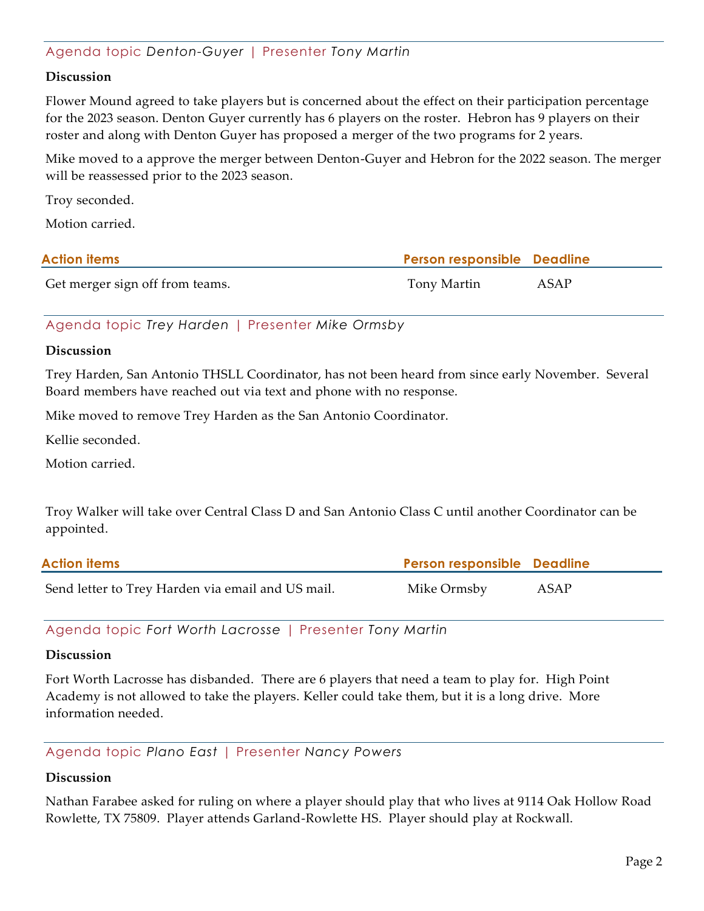Agenda topic *Denton-Guyer* | Presenter *Tony Martin*

**Discussion**

Flower Mound agreed to take players but is concerned about the effect on their participation percentage for the 2023 season. Denton Guyer currently has 6 players on the roster. Hebron has 9 players on their roster and along with Denton Guyer has proposed a merger of the two programs for 2 years.

Mike moved to a approve the merger between Denton-Guyer and Hebron for the 2022 season. The merger will be reassessed prior to the 2023 season.

Troy seconded.

Motion carried.

| Action items | Person responsible | Deadline |
|---|---|---|
| Get merger sign off from teams. | Tony Martin | ASAP |

Agenda topic *Trey Harden* | Presenter *Mike Ormsby*

**Discussion**

Trey Harden, San Antonio THSLL Coordinator, has not been heard from since early November. Several Board members have reached out via text and phone with no response.

Mike moved to remove Trey Harden as the San Antonio Coordinator.

Kellie seconded.

Motion carried.

Troy Walker will take over Central Class D and San Antonio Class C until another Coordinator can be appointed.

| Action items | Person responsible | Deadline |
|---|---|---|
| Send letter to Trey Harden via email and US mail. | Mike Ormsby | ASAP |

Agenda topic *Fort Worth Lacrosse* | Presenter *Tony Martin*

**Discussion**

Fort Worth Lacrosse has disbanded. There are 6 players that need a team to play for. High Point Academy is not allowed to take the players. Keller could take them, but it is a long drive. More information needed.

Agenda topic *Plano East* | Presenter *Nancy Powers*

**Discussion**

Nathan Farabee asked for ruling on where a player should play that who lives at 9114 Oak Hollow Road Rowlette, TX 75809. Player attends Garland-Rowlette HS. Player should play at Rockwall.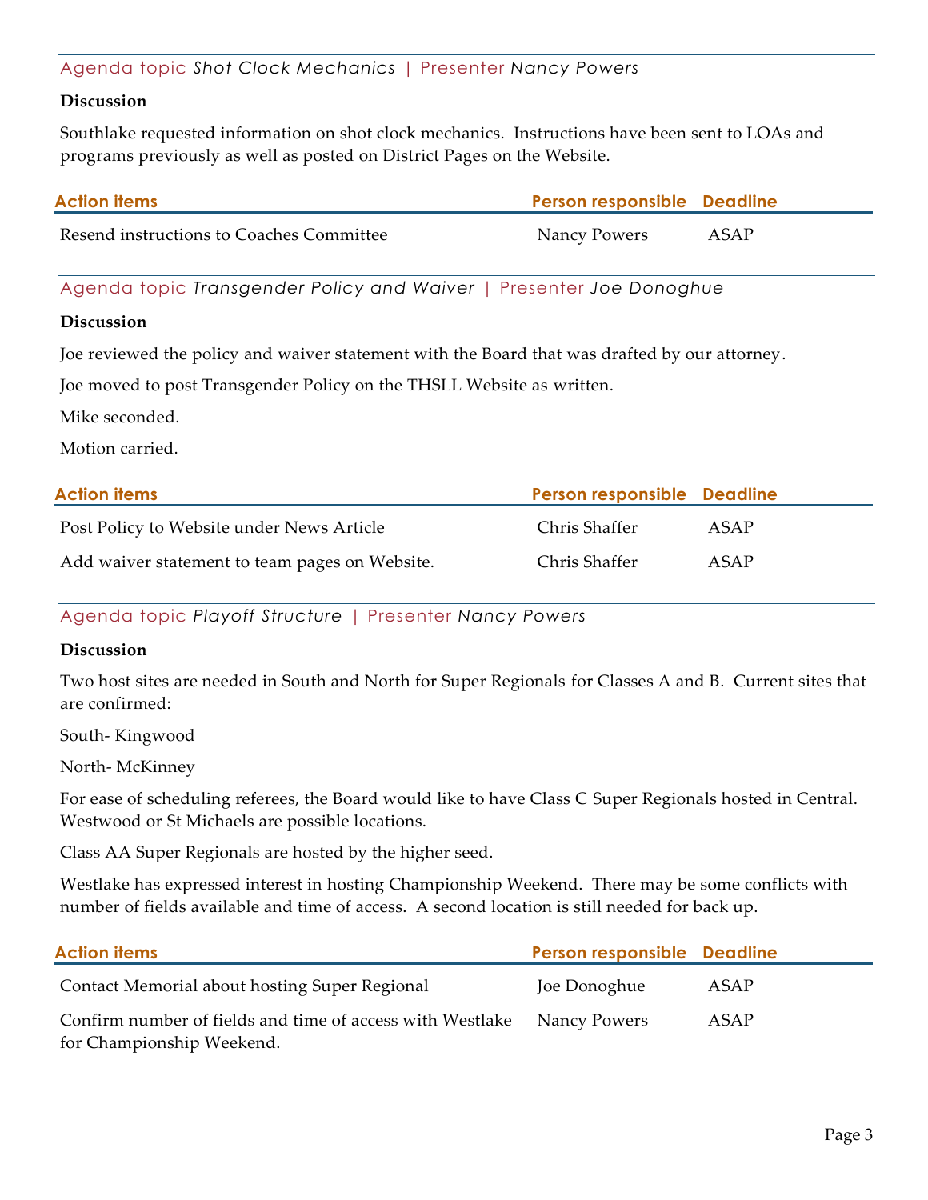Agenda topic *Shot Clock Mechanics* | Presenter *Nancy Powers*

**Discussion**

Southlake requested information on shot clock mechanics. Instructions have been sent to LOAs and programs previously as well as posted on District Pages on the Website.

| Action items | Person responsible | Deadline |
|---|---|---|
| Resend instructions to Coaches Committee | Nancy Powers | ASAP |

Agenda topic *Transgender Policy and Waiver* | Presenter *Joe Donoghue*

**Discussion**

Joe reviewed the policy and waiver statement with the Board that was drafted by our attorney.

Joe moved to post Transgender Policy on the THSLL Website as written.

Mike seconded.

Motion carried.

| Action items | Person responsible | Deadline |
|---|---|---|
| Post Policy to Website under News Article | Chris Shaffer | ASAP |
| Add waiver statement to team pages on Website. | Chris Shaffer | ASAP |

Agenda topic *Playoff Structure* | Presenter *Nancy Powers*

**Discussion**

Two host sites are needed in South and North for Super Regionals for Classes A and B. Current sites that are confirmed:

South- Kingwood

North- McKinney

For ease of scheduling referees, the Board would like to have Class C Super Regionals hosted in Central. Westwood or St Michaels are possible locations.

Class AA Super Regionals are hosted by the higher seed.

Westlake has expressed interest in hosting Championship Weekend. There may be some conflicts with number of fields available and time of access. A second location is still needed for back up.

| Action items | Person responsible | Deadline |
|---|---|---|
| Contact Memorial about hosting Super Regional | Joe Donoghue | ASAP |
| Confirm number of fields and time of access with Westlake for Championship Weekend. | Nancy Powers | ASAP |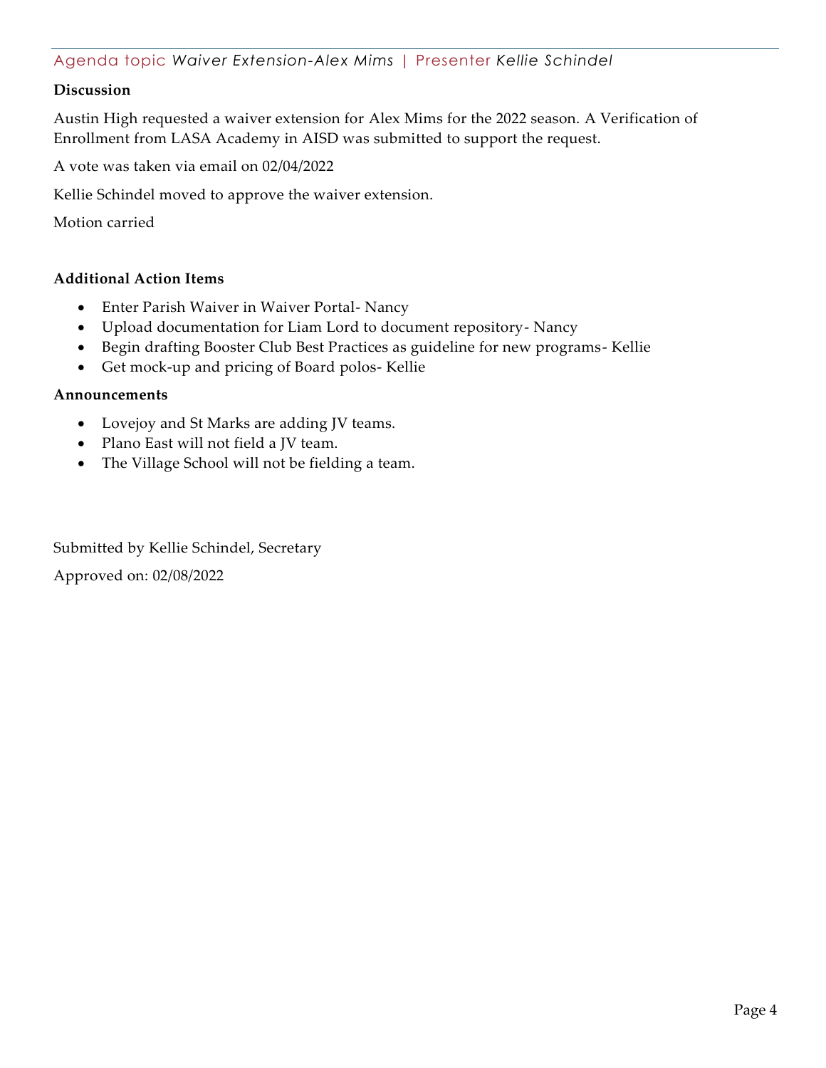Agenda topic *Waiver Extension-Alex Mims* | Presenter *Kellie Schindel*

**Discussion**

Austin High requested a waiver extension for Alex Mims for the 2022 season. A Verification of Enrollment from LASA Academy in AISD was submitted to support the request.

A vote was taken via email on 02/04/2022

Kellie Schindel moved to approve the waiver extension.

Motion carried

**Additional Action Items**

- Enter Parish Waiver in Waiver Portal- Nancy
- Upload documentation for Liam Lord to document repository- Nancy
- Begin drafting Booster Club Best Practices as guideline for new programs- Kellie
- Get mock-up and pricing of Board polos- Kellie

**Announcements**

- Lovejoy and St Marks are adding JV teams.
- Plano East will not field a JV team.
- The Village School will not be fielding a team.

Submitted by Kellie Schindel, Secretary

Approved on: 02/08/2022